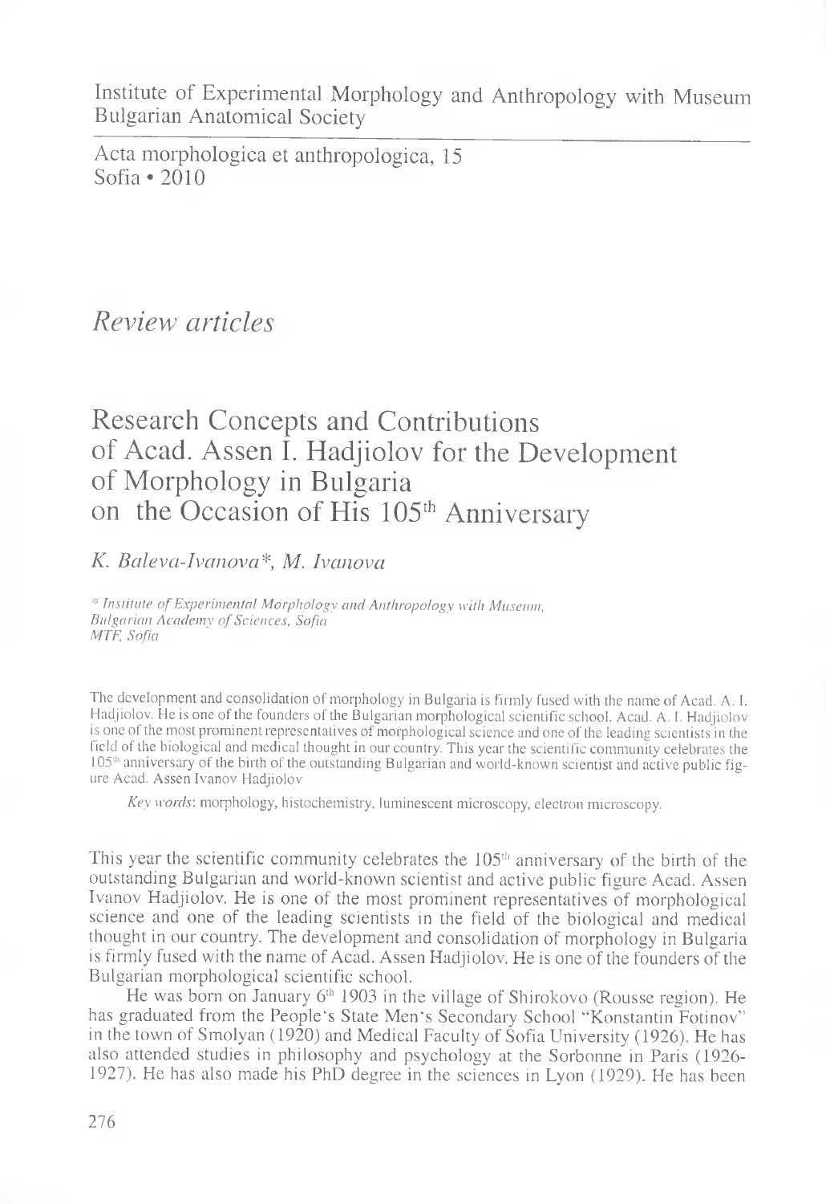Institute of Experimental Morphology and Anthropology with Museum
Bulgarian Anatomical Society

Acta morphologica et anthropologica, 15
Sofia • 2010

## *Review articles*

# Research Concepts and Contributions of Acad. Assen I. Hadjiolov for the Development of Morphology in Bulgaria on the Occasion of His 105[th] Anniversary

*K. Baleva-Ivanova\*, M. Ivanova*

*\* Institute of Experimental Morphology and Anthropology with Museum, Bulgarian Academy of Sciences, Sofia*
*MTF, Sofia*

The development and consolidation of morphology in Bulgaria is firmly fused with the name of Acad. A. I. Hadjiolov. He is one of the founders of the Bulgarian morphological scientific school. Acad. A. I. Hadjiolov is one of the most prominent representatives of morphological science and one of the leading scientists in the field of the biological and medical thought in our country. This year the scientific community celebrates the 105[th] anniversary of the birth of the outstanding Bulgarian and world-known scientist and active public figure Acad. Assen Ivanov Hadjiolov

*Key words*: morphology, histochemistry, luminescent microscopy, electron microscopy.

This year the scientific community celebrates the 105[th] anniversary of the birth of the outstanding Bulgarian and world-known scientist and active public figure Acad. Assen Ivanov Hadjiolov. He is one of the most prominent representatives of morphological science and one of the leading scientists in the field of the biological and medical thought in our country. The development and consolidation of morphology in Bulgaria is firmly fused with the name of Acad. Assen Hadjiolov. He is one of the founders of the Bulgarian morphological scientific school.

He was born on January 6[th] 1903 in the village of Shirokovo (Rousse region). He has graduated from the People's State Men's Secondary School "Konstantin Fotinov" in the town of Smolyan (1920) and Medical Faculty of Sofia University (1926). He has also attended studies in philosophy and psychology at the Sorbonne in Paris (1926-1927). He has also made his PhD degree in the sciences in Lyon (1929). He has been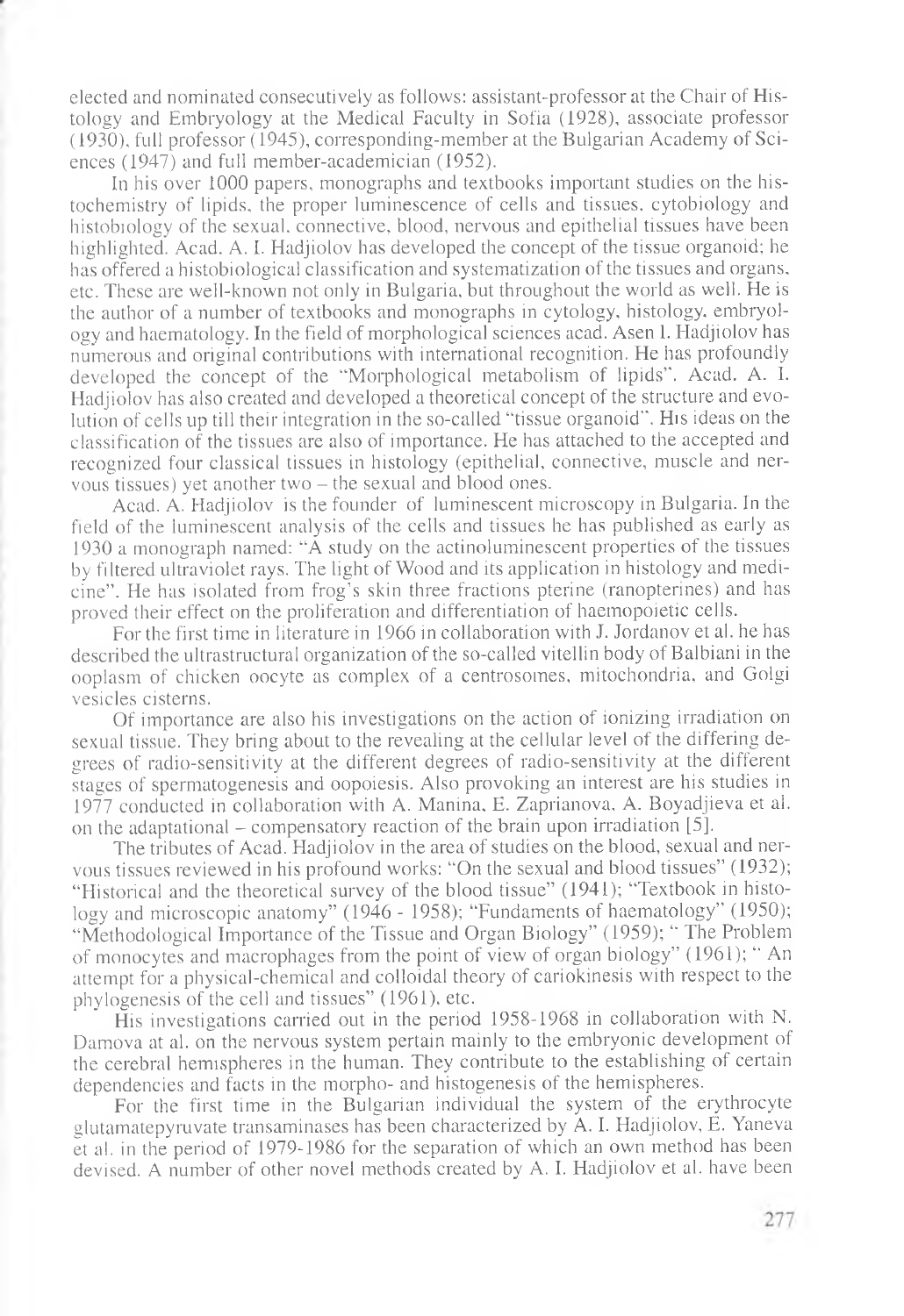elected and nominated consecutively as follows: assistant-professor at the Chair of Histology and Embryology at the Medical Faculty in Sofia (1928), associate professor (1930), full professor (1945), corresponding-member at the Bulgarian Academy of Sciences (1947) and full member-academician (1952).

In his over 1000 papers, monographs and textbooks important studies on the histochemistry of lipids, the proper luminescence of cells and tissues, cytobiology and histobiology of the sexual, connective, blood, nervous and epithelial tissues have been highlighted. Acad. A. I. Hadjiolov has developed the concept of the tissue organoid; he has offered a histobiological classification and systematization of the tissues and organs, etc. These are well-known not only in Bulgaria, but throughout the world as well. He is the author of a number of textbooks and monographs in cytology, histology, embryology and haematology. In the field of morphological sciences acad. Asen I. Hadjiolov has numerous and original contributions with international recognition. He has profoundly developed the concept of the "Morphological metabolism of lipids". Acad. A. I. Hadjiolov has also created and developed a theoretical concept of the structure and evolution of cells up till their integration in the so-called "tissue organoid". His ideas on the classification of the tissues are also of importance. He has attached to the accepted and recognized four classical tissues in histology (epithelial, connective, muscle and nervous tissues) yet another two – the sexual and blood ones.

Acad. A. Hadjiolov is the founder of luminescent microscopy in Bulgaria. In the field of the luminescent analysis of the cells and tissues he has published as early as 1930 a monograph named: "A study on the actinoluminescent properties of the tissues by filtered ultraviolet rays. The light of Wood and its application in histology and medicine". He has isolated from frog's skin three fractions pterine (ranopterines) and has proved their effect on the proliferation and differentiation of haemopoietic cells.

For the first time in literature in 1966 in collaboration with J. Jordanov et al. he has described the ultrastructural organization of the so-called vitellin body of Balbiani in the ooplasm of chicken oocyte as complex of a centrosomes, mitochondria, and Golgi vesicles cisterns.

Of importance are also his investigations on the action of ionizing irradiation on sexual tissue. They bring about to the revealing at the cellular level of the differing degrees of radio-sensitivity at the different degrees of radio-sensitivity at the different stages of spermatogenesis and oopoiesis. Also provoking an interest are his studies in 1977 conducted in collaboration with A. Manina, E. Zaprianova, A. Boyadjieva et al. on the adaptational – compensatory reaction of the brain upon irradiation [5].

The tributes of Acad. Hadjiolov in the area of studies on the blood, sexual and nervous tissues reviewed in his profound works: "On the sexual and blood tissues" (1932); "Historical and the theoretical survey of the blood tissue" (1941); "Textbook in histology and microscopic anatomy" (1946 - 1958); "Fundaments of haematology" (1950); "Methodological Importance of the Tissue and Organ Biology" (1959); " The Problem of monocytes and macrophages from the point of view of organ biology" (1961); " An attempt for a physical-chemical and colloidal theory of cariokinesis with respect to the phylogenesis of the cell and tissues" (1961), etc.

His investigations carried out in the period 1958-1968 in collaboration with N. Damova at al. on the nervous system pertain mainly to the embryonic development of the cerebral hemispheres in the human. They contribute to the establishing of certain dependencies and facts in the morpho- and histogenesis of the hemispheres.

For the first time in the Bulgarian individual the system of the erythrocyte glutamatepyruvate transaminases has been characterized by A. I. Hadjiolov, E. Yaneva et al. in the period of 1979-1986 for the separation of which an own method has been devised. A number of other novel methods created by A. I. Hadjiolov et al. have been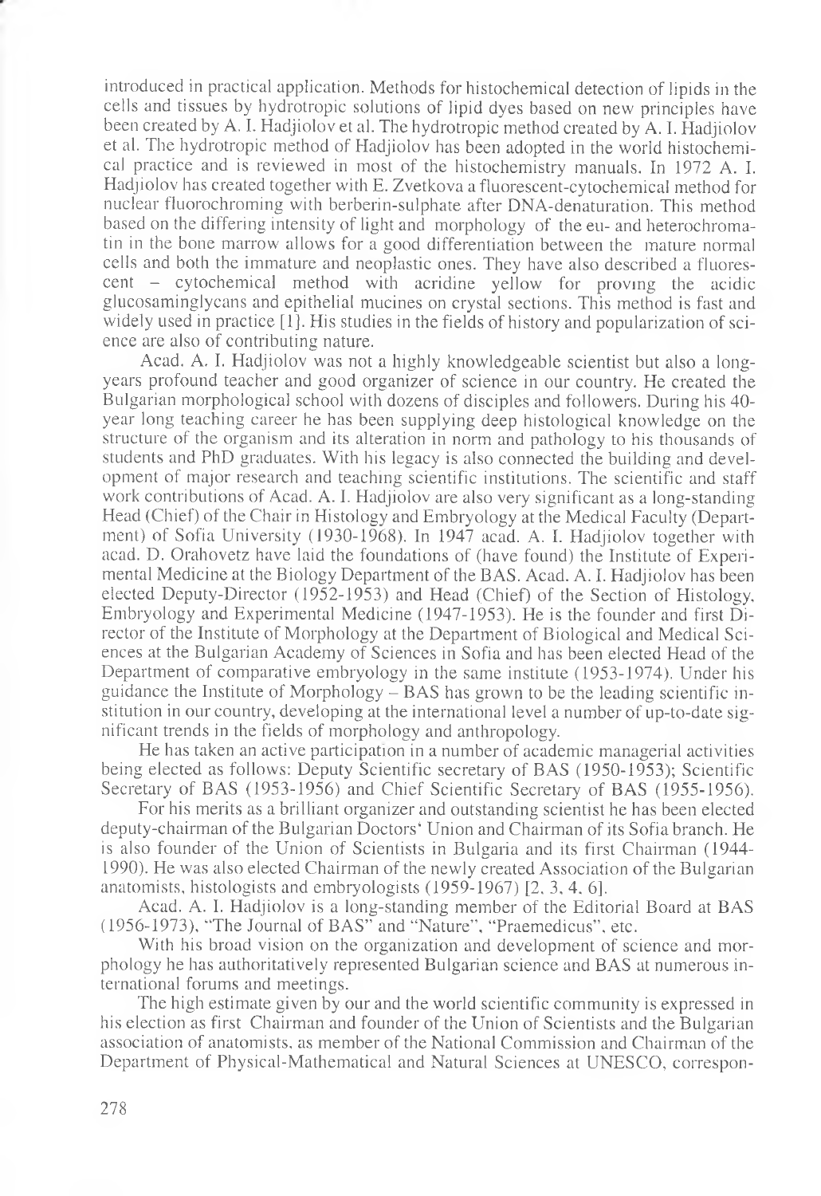introduced in practical application. Methods for histochemical detection of lipids in the cells and tissues by hydrotropic solutions of lipid dyes based on new principles have been created by A. I. Hadjiolov et al. The hydrotropic method created by A. I. Hadjiolov et al. The hydrotropic method of Hadjiolov has been adopted in the world histochemical practice and is reviewed in most of the histochemistry manuals. In 1972 A. I. Hadjiolov has created together with E. Zvetkova a fluorescent-cytochemical method for nuclear fluorochroming with berberin-sulphate after DNA-denaturation. This method based on the differing intensity of light and morphology of the eu- and heterochromatin in the bone marrow allows for a good differentiation between the mature normal cells and both the immature and neoplastic ones. They have also described a fluorescent – cytochemical method with acridine yellow for proving the acidic glucosaminglycans and epithelial mucines on crystal sections. This method is fast and widely used in practice [1]. His studies in the fields of history and popularization of science are also of contributing nature.

Acad. A. I. Hadjiolov was not a highly knowledgeable scientist but also a long-years profound teacher and good organizer of science in our country. He created the Bulgarian morphological school with dozens of disciples and followers. During his 40-year long teaching career he has been supplying deep histological knowledge on the structure of the organism and its alteration in norm and pathology to his thousands of students and PhD graduates. With his legacy is also connected the building and development of major research and teaching scientific institutions. The scientific and staff work contributions of Acad. A. I. Hadjiolov are also very significant as a long-standing Head (Chief) of the Chair in Histology and Embryology at the Medical Faculty (Department) of Sofia University (1930-1968). In 1947 acad. A. I. Hadjiolov together with acad. D. Orahovetz have laid the foundations of (have found) the Institute of Experimental Medicine at the Biology Department of the BAS. Acad. A. I. Hadjiolov has been elected Deputy-Director (1952-1953) and Head (Chief) of the Section of Histology, Embryology and Experimental Medicine (1947-1953). He is the founder and first Director of the Institute of Morphology at the Department of Biological and Medical Sciences at the Bulgarian Academy of Sciences in Sofia and has been elected Head of the Department of comparative embryology in the same institute (1953-1974). Under his guidance the Institute of Morphology – BAS has grown to be the leading scientific institution in our country, developing at the international level a number of up-to-date significant trends in the fields of morphology and anthropology.

He has taken an active participation in a number of academic managerial activities being elected as follows: Deputy Scientific secretary of BAS (1950-1953); Scientific Secretary of BAS (1953-1956) and Chief Scientific Secretary of BAS (1955-1956).

For his merits as a brilliant organizer and outstanding scientist he has been elected deputy-chairman of the Bulgarian Doctors' Union and Chairman of its Sofia branch. He is also founder of the Union of Scientists in Bulgaria and its first Chairman (1944-1990). He was also elected Chairman of the newly created Association of the Bulgarian anatomists, histologists and embryologists (1959-1967) [2, 3, 4, 6].

Acad. A. I. Hadjiolov is a long-standing member of the Editorial Board at BAS (1956-1973), "The Journal of BAS" and "Nature", "Praemedicus", etc.

With his broad vision on the organization and development of science and morphology he has authoritatively represented Bulgarian science and BAS at numerous international forums and meetings.

The high estimate given by our and the world scientific community is expressed in his election as first Chairman and founder of the Union of Scientists and the Bulgarian association of anatomists, as member of the National Commission and Chairman of the Department of Physical-Mathematical and Natural Sciences at UNESCO, correspon-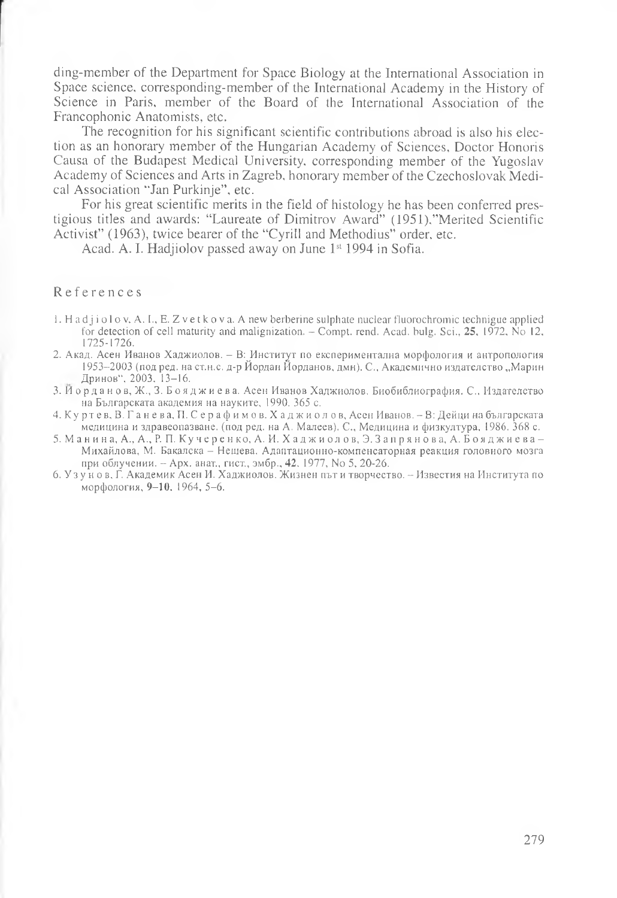ding-member of the Department for Space Biology at the International Association in Space science, corresponding-member of the International Academy in the History of Science in Paris, member of the Board of the International Association of the Francophonic Anatomists, etc.

The recognition for his significant scientific contributions abroad is also his election as an honorary member of the Hungarian Academy of Sciences, Doctor Honoris Causa of the Budapest Medical University, corresponding member of the Yugoslav Academy of Sciences and Arts in Zagreb, honorary member of the Czechoslovak Medical Association "Jan Purkinje", etc.

For his great scientific merits in the field of histology he has been conferred prestigious titles and awards: "Laureate of Dimitrov Award" (1951),"Merited Scientific Activist" (1963), twice bearer of the "Cyrill and Methodius" order, etc.

Acad. A. I. Hadjiolov passed away on June 1st 1994 in Sofia.

## References

1. Hadjiolov, A. I., E. Zvetkova. A new berberine sulphate nuclear fluorochromic technigue applied for detection of cell maturity and malignization. – Compt. rend. Acad. bulg. Sci., **25**, 1972, No 12, 1725-1726.
2. Акад. Асен Иванов Хаджиолов. – В: Институт по експериментална морфология и антропология 1953–2003 (под ред. на ст.н.с. д-р Йордан Йорданов, дмн). С., Академично издателство „Марин Дринов", 2003, 13–16.
3. Йорданов, Ж., З. Бояджиева. Асен Иванов Хаджиолов. Биобиблиография. С., Издателство на Българската академия на науките, 1990, 365 с.
4. Куртев, В. Ганева, П. Серафимов. Хаджиолов, Асен Иванов. – В: Дейци на българската медицина и здравеопазване. (под ред. на А. Малеев). С., Медицина и физкултура, 1986, 368 с.
5. Манина, А., А., Р. П. Кучеренко, А. И. Хаджиолов, Э. Запрянова, А. Бояджиева – Михайлова, М. Бакалска – Нешева. Адаптационно-компенсаторная реакция головного мозга при облучении. – Арх. анат., гист., эмбр., **42**, 1977, No 5, 20-26.
6. Узунов, Г. Академик Асен И. Хаджиолов. Жизнен път и творчество. – Известия на Института по морфология, **9–10**, 1964, 5–6.